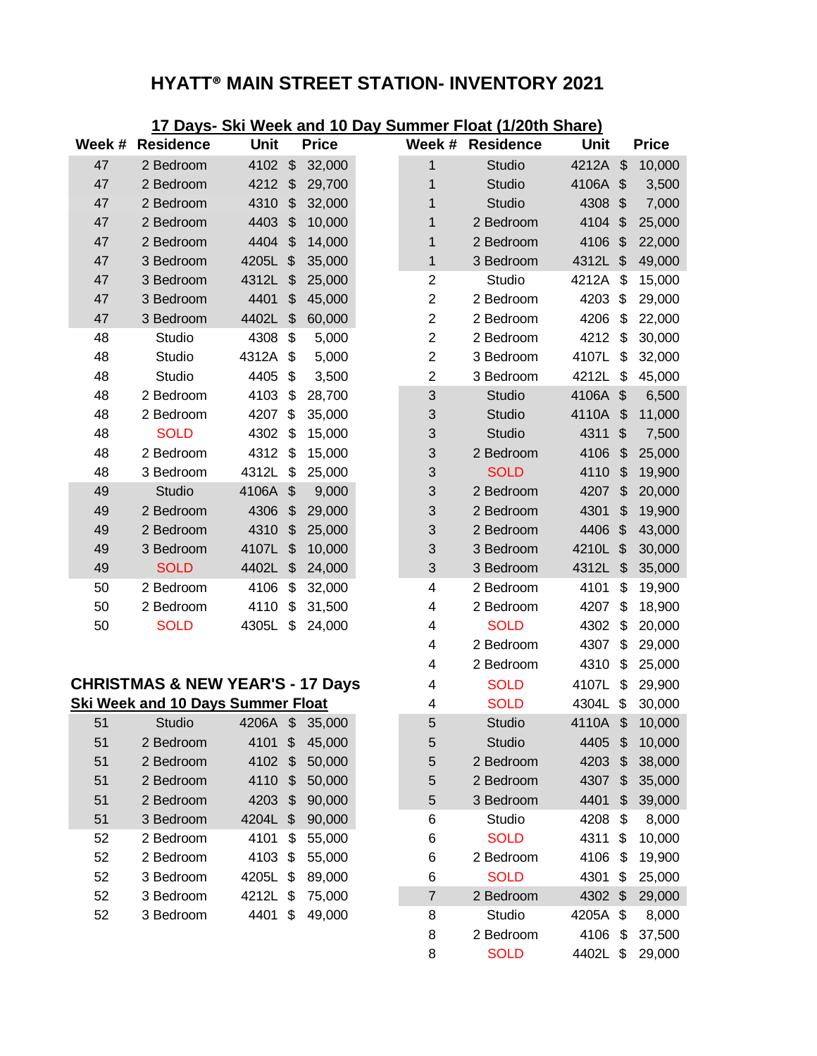# HYATT® MAIN STREET STATION- INVENTORY 2021

## 17 Days- Ski Week and 10 Day Summer Float (1/20th Share)

| Week # | Residence | Unit | Price |
|---|---|---|---|
| 47 | 2 Bedroom | 4102 | $ 32,000 |
| 47 | 2 Bedroom | 4212 | $ 29,700 |
| 47 | 2 Bedroom | 4310 | $ 32,000 |
| 47 | 2 Bedroom | 4403 | $ 10,000 |
| 47 | 2 Bedroom | 4404 | $ 14,000 |
| 47 | 3 Bedroom | 4205L | $ 35,000 |
| 47 | 3 Bedroom | 4312L | $ 25,000 |
| 47 | 3 Bedroom | 4401 | $ 45,000 |
| 47 | 3 Bedroom | 4402L | $ 60,000 |
| 48 | Studio | 4308 | $ 5,000 |
| 48 | Studio | 4312A | $ 5,000 |
| 48 | Studio | 4405 | $ 3,500 |
| 48 | 2 Bedroom | 4103 | $ 28,700 |
| 48 | 2 Bedroom | 4207 | $ 35,000 |
| 48 | SOLD | 4302 | $ 15,000 |
| 48 | 2 Bedroom | 4312 | $ 15,000 |
| 48 | 3 Bedroom | 4312L | $ 25,000 |
| 49 | Studio | 4106A | $ 9,000 |
| 49 | 2 Bedroom | 4306 | $ 29,000 |
| 49 | 2 Bedroom | 4310 | $ 25,000 |
| 49 | 3 Bedroom | 4107L | $ 10,000 |
| 49 | SOLD | 4402L | $ 24,000 |
| 50 | 2 Bedroom | 4106 | $ 32,000 |
| 50 | 2 Bedroom | 4110 | $ 31,500 |
| 50 | SOLD | 4305L | $ 24,000 |

## CHRISTMAS & NEW YEAR'S - 17 Days

**Ski Week and 10 Days Summer Float**

| Week # | Residence | Unit | Price |
|---|---|---|---|
| 51 | Studio | 4206A | $ 35,000 |
| 51 | 2 Bedroom | 4101 | $ 45,000 |
| 51 | 2 Bedroom | 4102 | $ 50,000 |
| 51 | 2 Bedroom | 4110 | $ 50,000 |
| 51 | 2 Bedroom | 4203 | $ 90,000 |
| 51 | 3 Bedroom | 4204L | $ 90,000 |
| 52 | 2 Bedroom | 4101 | $ 55,000 |
| 52 | 2 Bedroom | 4103 | $ 55,000 |
| 52 | 3 Bedroom | 4205L | $ 89,000 |
| 52 | 3 Bedroom | 4212L | $ 75,000 |
| 52 | 3 Bedroom | 4401 | $ 49,000 |

| Week # | Residence | Unit | Price |
|---|---|---|---|
| 1 | Studio | 4212A | $ 10,000 |
| 1 | Studio | 4106A | $ 3,500 |
| 1 | Studio | 4308 | $ 7,000 |
| 1 | 2 Bedroom | 4104 | $ 25,000 |
| 1 | 2 Bedroom | 4106 | $ 22,000 |
| 1 | 3 Bedroom | 4312L | $ 49,000 |
| 2 | Studio | 4212A | $ 15,000 |
| 2 | 2 Bedroom | 4203 | $ 29,000 |
| 2 | 2 Bedroom | 4206 | $ 22,000 |
| 2 | 2 Bedroom | 4212 | $ 30,000 |
| 2 | 3 Bedroom | 4107L | $ 32,000 |
| 2 | 3 Bedroom | 4212L | $ 45,000 |
| 3 | Studio | 4106A | $ 6,500 |
| 3 | Studio | 4110A | $ 11,000 |
| 3 | Studio | 4311 | $ 7,500 |
| 3 | 2 Bedroom | 4106 | $ 25,000 |
| 3 | SOLD | 4110 | $ 19,900 |
| 3 | 2 Bedroom | 4207 | $ 20,000 |
| 3 | 2 Bedroom | 4301 | $ 19,900 |
| 3 | 2 Bedroom | 4406 | $ 43,000 |
| 3 | 3 Bedroom | 4210L | $ 30,000 |
| 3 | 3 Bedroom | 4312L | $ 35,000 |
| 4 | 2 Bedroom | 4101 | $ 19,900 |
| 4 | 2 Bedroom | 4207 | $ 18,900 |
| 4 | SOLD | 4302 | $ 20,000 |
| 4 | 2 Bedroom | 4307 | $ 29,000 |
| 4 | 2 Bedroom | 4310 | $ 25,000 |
| 4 | SOLD | 4107L | $ 29,900 |
| 4 | SOLD | 4304L | $ 30,000 |
| 5 | Studio | 4110A | $ 10,000 |
| 5 | Studio | 4405 | $ 10,000 |
| 5 | 2 Bedroom | 4203 | $ 38,000 |
| 5 | 2 Bedroom | 4307 | $ 35,000 |
| 5 | 3 Bedroom | 4401 | $ 39,000 |
| 6 | Studio | 4208 | $ 8,000 |
| 6 | SOLD | 4311 | $ 10,000 |
| 6 | 2 Bedroom | 4106 | $ 19,900 |
| 6 | SOLD | 4301 | $ 25,000 |
| 7 | 2 Bedroom | 4302 | $ 29,000 |
| 8 | Studio | 4205A | $ 8,000 |
| 8 | 2 Bedroom | 4106 | $ 37,500 |
| 8 | SOLD | 4402L | $ 29,000 |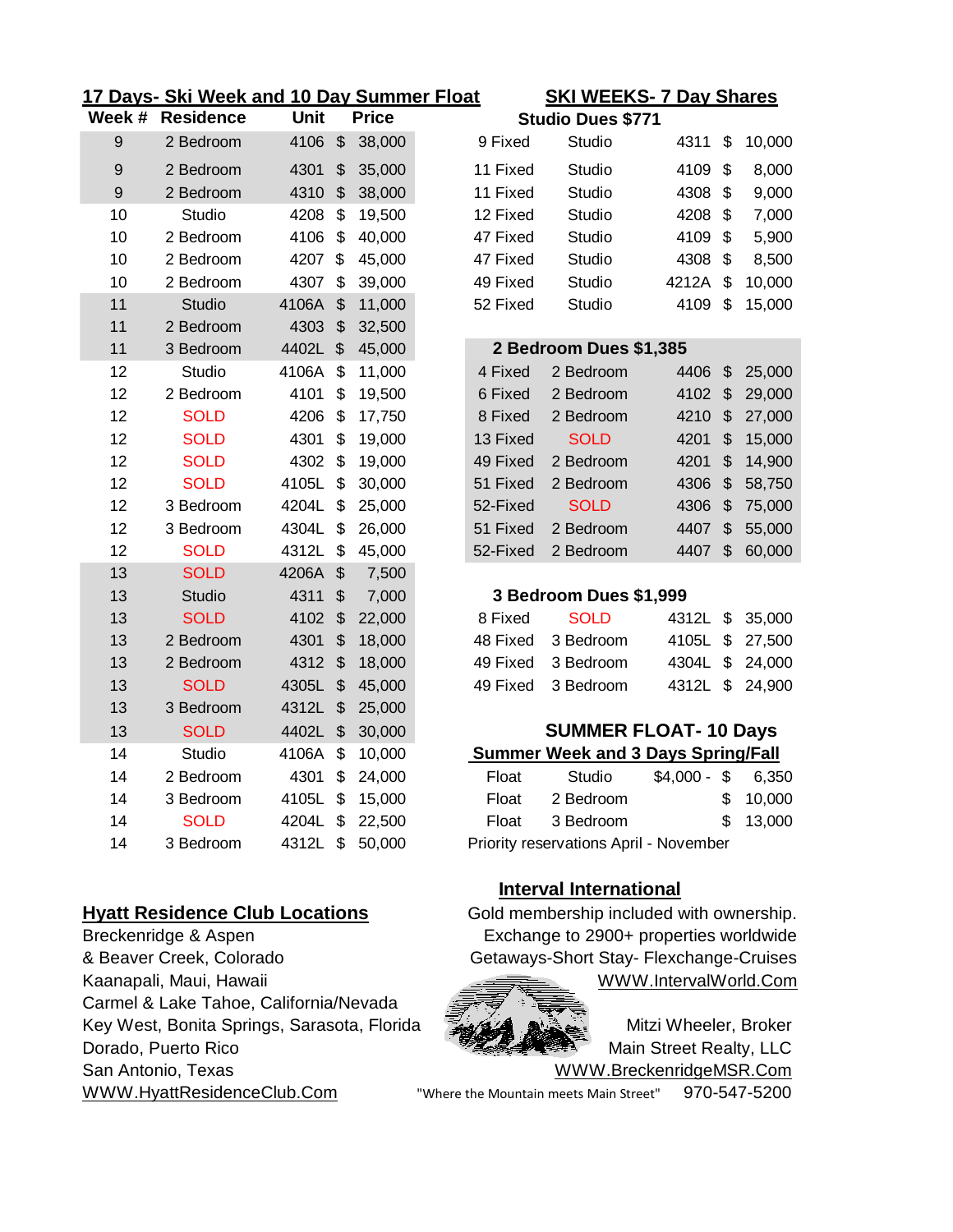## 17 Days- Ski Week and 10 Day Summer Float

| Week # | Residence | Unit | Price |
|---|---|---|---|
| 9 | 2 Bedroom | 4106 | $ 38,000 |
| 9 | 2 Bedroom | 4301 | $ 35,000 |
| 9 | 2 Bedroom | 4310 | $ 38,000 |
| 10 | Studio | 4208 | $ 19,500 |
| 10 | 2 Bedroom | 4106 | $ 40,000 |
| 10 | 2 Bedroom | 4207 | $ 45,000 |
| 10 | 2 Bedroom | 4307 | $ 39,000 |
| 11 | Studio | 4106A | $ 11,000 |
| 11 | 2 Bedroom | 4303 | $ 32,500 |
| 11 | 3 Bedroom | 4402L | $ 45,000 |
| 12 | Studio | 4106A | $ 11,000 |
| 12 | 2 Bedroom | 4101 | $ 19,500 |
| 12 | SOLD | 4206 | $ 17,750 |
| 12 | SOLD | 4301 | $ 19,000 |
| 12 | SOLD | 4302 | $ 19,000 |
| 12 | SOLD | 4105L | $ 30,000 |
| 12 | 3 Bedroom | 4204L | $ 25,000 |
| 12 | 3 Bedroom | 4304L | $ 26,000 |
| 12 | SOLD | 4312L | $ 45,000 |
| 13 | SOLD | 4206A | $ 7,500 |
| 13 | Studio | 4311 | $ 7,000 |
| 13 | SOLD | 4102 | $ 22,000 |
| 13 | 2 Bedroom | 4301 | $ 18,000 |
| 13 | 2 Bedroom | 4312 | $ 18,000 |
| 13 | SOLD | 4305L | $ 45,000 |
| 13 | 3 Bedroom | 4312L | $ 25,000 |
| 13 | SOLD | 4402L | $ 30,000 |
| 14 | Studio | 4106A | $ 10,000 |
| 14 | 2 Bedroom | 4301 | $ 24,000 |
| 14 | 3 Bedroom | 4105L | $ 15,000 |
| 14 | SOLD | 4204L | $ 22,500 |
| 14 | 3 Bedroom | 4312L | $ 50,000 |

## SKI WEEKS- 7 Day Shares

**Studio Dues $771**

| | | | |
|---|---|---|---|
| 9 Fixed | Studio | 4311 | $ 10,000 |
| 11 Fixed | Studio | 4109 | $ 8,000 |
| 11 Fixed | Studio | 4308 | $ 9,000 |
| 12 Fixed | Studio | 4208 | $ 7,000 |
| 47 Fixed | Studio | 4109 | $ 5,900 |
| 47 Fixed | Studio | 4308 | $ 8,500 |
| 49 Fixed | Studio | 4212A | $ 10,000 |
| 52 Fixed | Studio | 4109 | $ 15,000 |

**2 Bedroom Dues $1,385**

| | | | |
|---|---|---|---|
| 4 Fixed | 2 Bedroom | 4406 | $ 25,000 |
| 6 Fixed | 2 Bedroom | 4102 | $ 29,000 |
| 8 Fixed | 2 Bedroom | 4210 | $ 27,000 |
| 13 Fixed | SOLD | 4201 | $ 15,000 |
| 49 Fixed | 2 Bedroom | 4201 | $ 14,900 |
| 51 Fixed | 2 Bedroom | 4306 | $ 58,750 |
| 52-Fixed | SOLD | 4306 | $ 75,000 |
| 51 Fixed | 2 Bedroom | 4407 | $ 55,000 |
| 52-Fixed | 2 Bedroom | 4407 | $ 60,000 |

**3 Bedroom Dues $1,999**

| | | | |
|---|---|---|---|
| 8 Fixed | SOLD | 4312L | $ 35,000 |
| 48 Fixed | 3 Bedroom | 4105L | $ 27,500 |
| 49 Fixed | 3 Bedroom | 4304L | $ 24,000 |
| 49 Fixed | 3 Bedroom | 4312L | $ 24,900 |

## SUMMER FLOAT- 10 Days

**Summer Week and 3 Days Spring/Fall**

| | | |
|---|---|---|
| Float | Studio | $4,000 - $ 6,350 |
| Float | 2 Bedroom | $ 10,000 |
| Float | 3 Bedroom | $ 13,000 |

Priority reservations April - November

## Hyatt Residence Club Locations

Breckenridge & Aspen
& Beaver Creek, Colorado
Kaanapali, Maui, Hawaii
Carmel & Lake Tahoe, California/Nevada
Key West, Bonita Springs, Sarasota, Florida
Dorado, Puerto Rico
San Antonio, Texas
WWW.HyattResidenceClub.Com

## Interval International

Gold membership included with ownership.
Exchange to 2900+ properties worldwide
Getaways-Short Stay- Flexchange-Cruises
WWW.IntervalWorld.Com

Mitzi Wheeler, Broker
Main Street Realty, LLC
WWW.BreckenridgeMSR.Com
"Where the Mountain meets Main Street" 970-547-5200